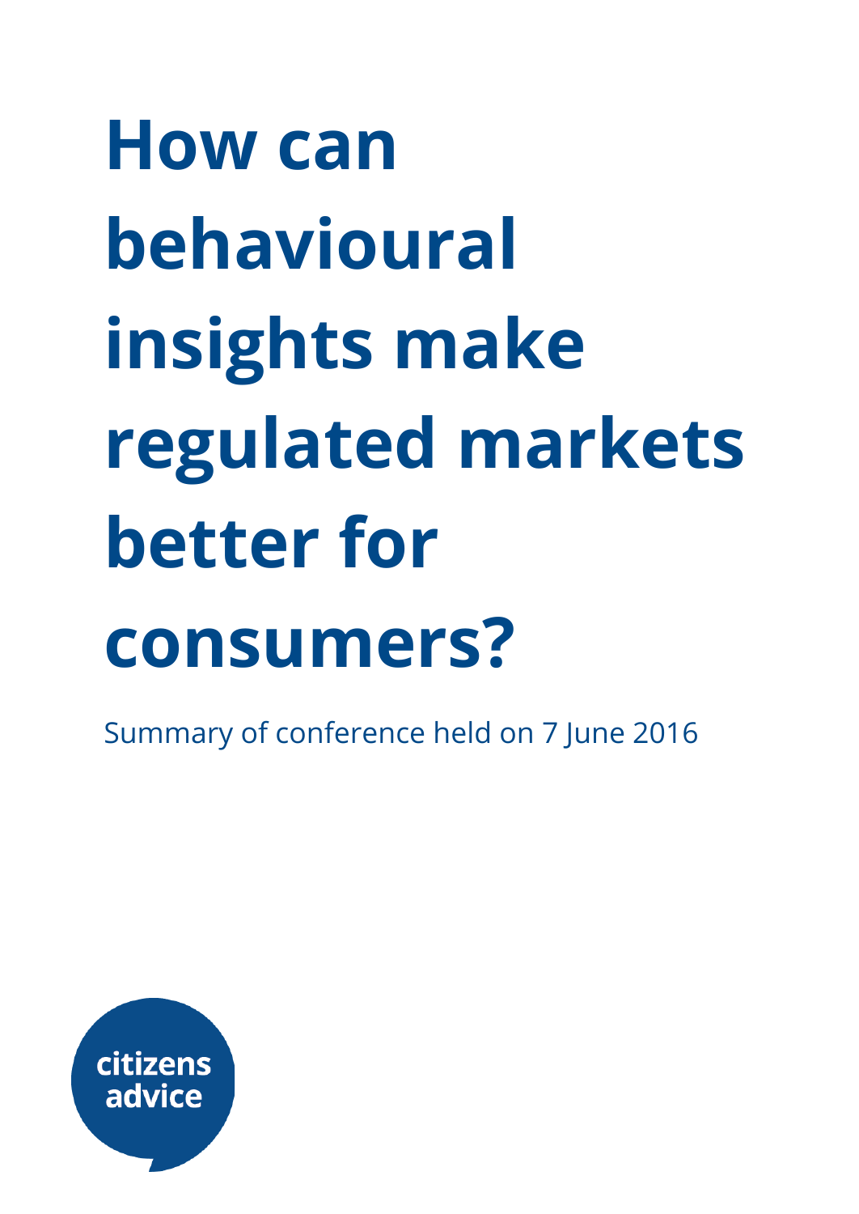# How can behavioural insights make regulated markets better for consumers?

Summary of conference held on 7 June 2016

citizens advice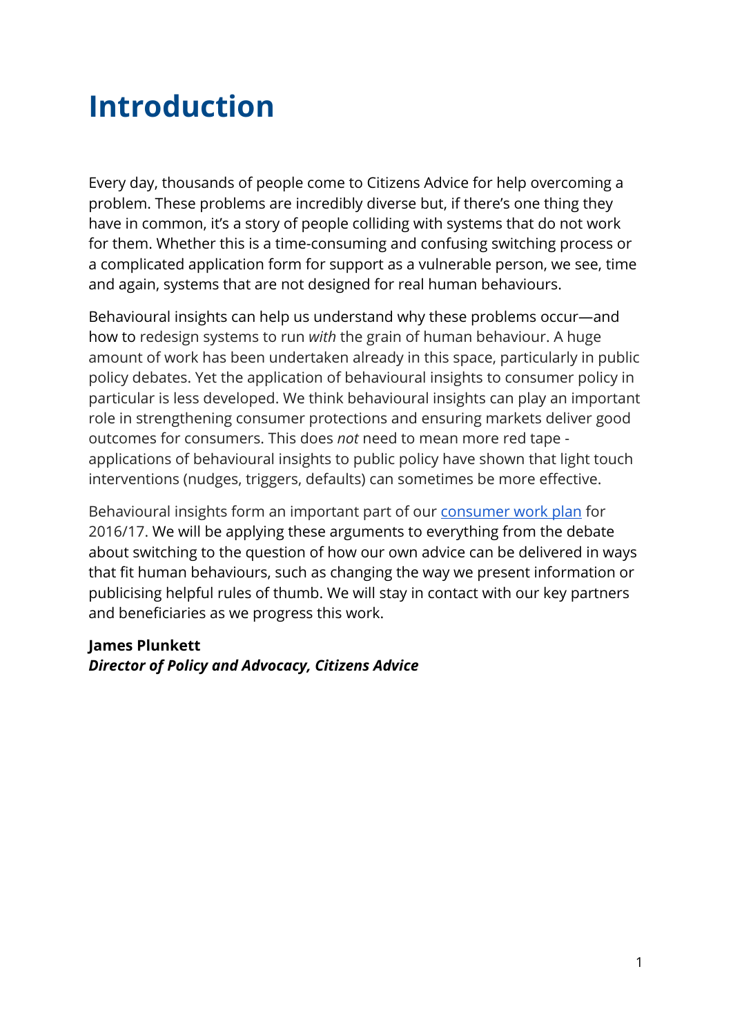# Introduction

Every day, thousands of people come to Citizens Advice for help overcoming a problem. These problems are incredibly diverse but, if there's one thing they have in common, it's a story of people colliding with systems that do not work for them. Whether this is a time-consuming and confusing switching process or a complicated application form for support as a vulnerable person, we see, time and again, systems that are not designed for real human behaviours.

Behavioural insights can help us understand why these problems occur—and how to redesign systems to run *with* the grain of human behaviour. A huge amount of work has been undertaken already in this space, particularly in public policy debates. Yet the application of behavioural insights to consumer policy in particular is less developed. We think behavioural insights can play an important role in strengthening consumer protections and ensuring markets deliver good outcomes for consumers. This does *not* need to mean more red tape - applications of behavioural insights to public policy have shown that light touch interventions (nudges, triggers, defaults) can sometimes be more effective.

Behavioural insights form an important part of our [consumer work plan] for 2016/17. We will be applying these arguments to everything from the debate about switching to the question of how our own advice can be delivered in ways that fit human behaviours, such as changing the way we present information or publicising helpful rules of thumb. We will stay in contact with our key partners and beneficiaries as we progress this work.

**James Plunkett**
***Director of Policy and Advocacy, Citizens Advice***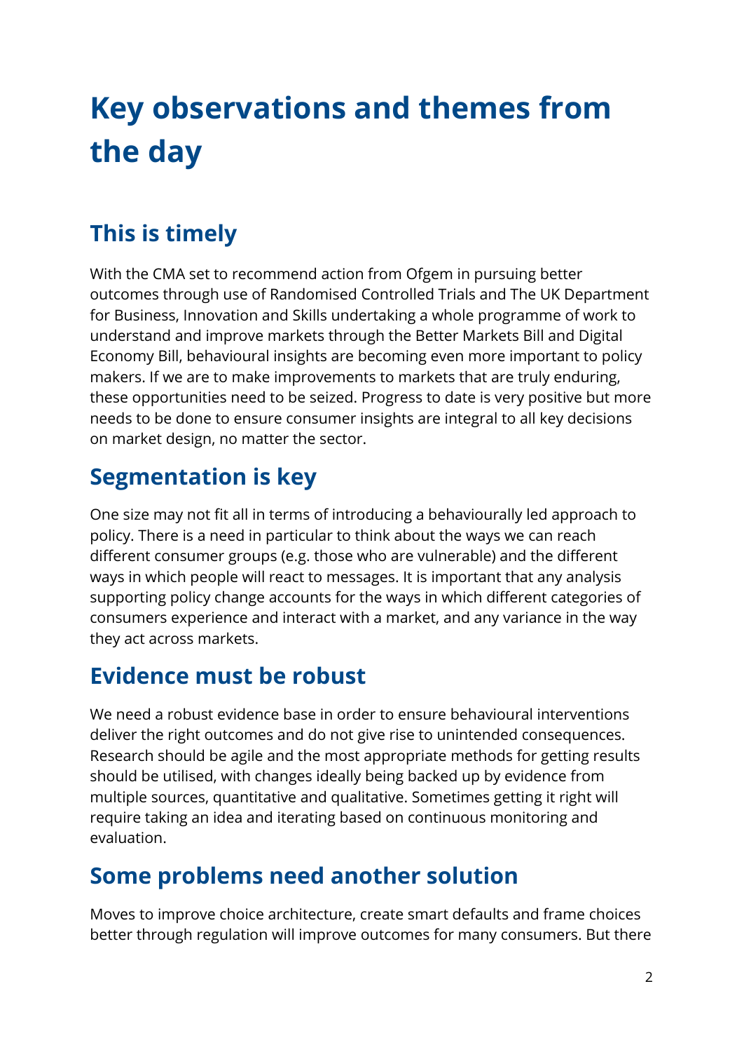# Key observations and themes from the day

## This is timely

With the CMA set to recommend action from Ofgem in pursuing better outcomes through use of Randomised Controlled Trials and The UK Department for Business, Innovation and Skills undertaking a whole programme of work to understand and improve markets through the Better Markets Bill and Digital Economy Bill, behavioural insights are becoming even more important to policy makers. If we are to make improvements to markets that are truly enduring, these opportunities need to be seized. Progress to date is very positive but more needs to be done to ensure consumer insights are integral to all key decisions on market design, no matter the sector.

## Segmentation is key

One size may not fit all in terms of introducing a behaviourally led approach to policy. There is a need in particular to think about the ways we can reach different consumer groups (e.g. those who are vulnerable) and the different ways in which people will react to messages. It is important that any analysis supporting policy change accounts for the ways in which different categories of consumers experience and interact with a market, and any variance in the way they act across markets.

## Evidence must be robust

We need a robust evidence base in order to ensure behavioural interventions deliver the right outcomes and do not give rise to unintended consequences. Research should be agile and the most appropriate methods for getting results should be utilised, with changes ideally being backed up by evidence from multiple sources, quantitative and qualitative. Sometimes getting it right will require taking an idea and iterating based on continuous monitoring and evaluation.

## Some problems need another solution

Moves to improve choice architecture, create smart defaults and frame choices better through regulation will improve outcomes for many consumers. But there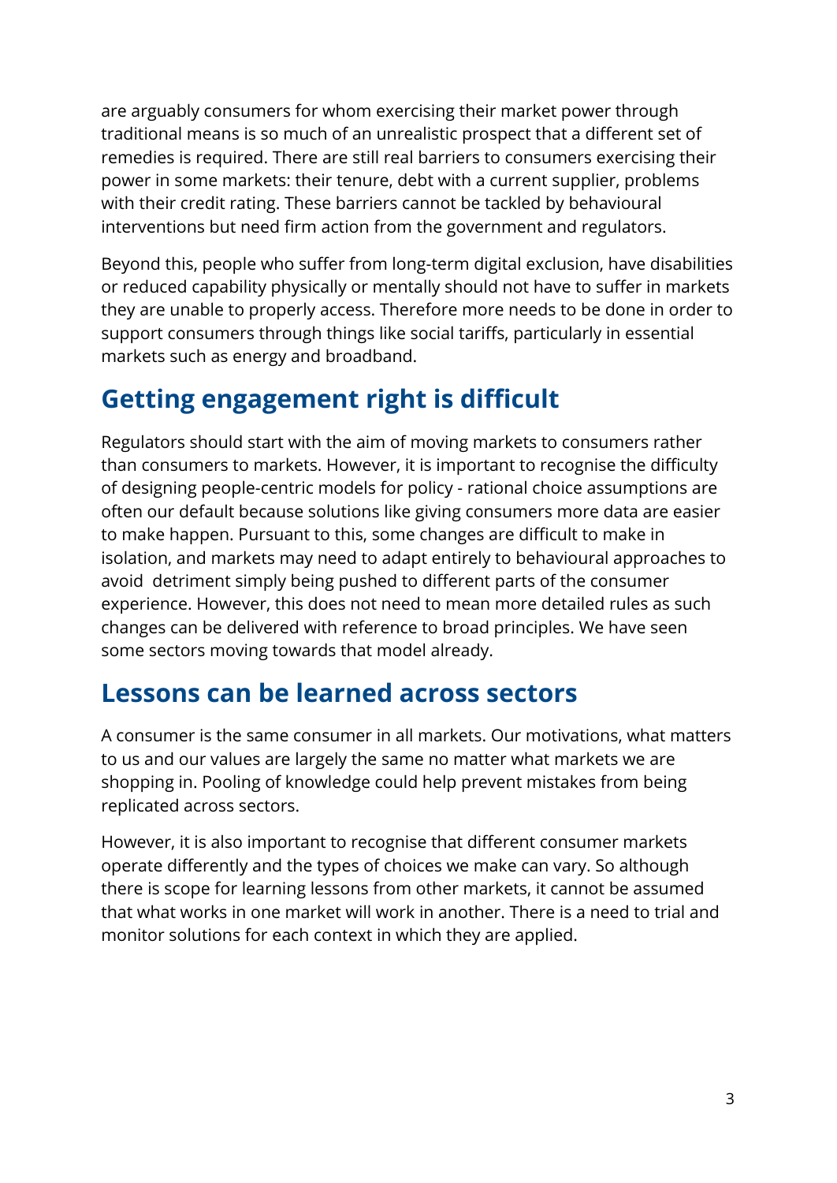are arguably consumers for whom exercising their market power through traditional means is so much of an unrealistic prospect that a different set of remedies is required. There are still real barriers to consumers exercising their power in some markets: their tenure, debt with a current supplier, problems with their credit rating. These barriers cannot be tackled by behavioural interventions but need firm action from the government and regulators.

Beyond this, people who suffer from long-term digital exclusion, have disabilities or reduced capability physically or mentally should not have to suffer in markets they are unable to properly access. Therefore more needs to be done in order to support consumers through things like social tariffs, particularly in essential markets such as energy and broadband.

## Getting engagement right is difficult

Regulators should start with the aim of moving markets to consumers rather than consumers to markets. However, it is important to recognise the difficulty of designing people-centric models for policy - rational choice assumptions are often our default because solutions like giving consumers more data are easier to make happen. Pursuant to this, some changes are difficult to make in isolation, and markets may need to adapt entirely to behavioural approaches to avoid detriment simply being pushed to different parts of the consumer experience. However, this does not need to mean more detailed rules as such changes can be delivered with reference to broad principles. We have seen some sectors moving towards that model already.

## Lessons can be learned across sectors

A consumer is the same consumer in all markets. Our motivations, what matters to us and our values are largely the same no matter what markets we are shopping in. Pooling of knowledge could help prevent mistakes from being replicated across sectors.

However, it is also important to recognise that different consumer markets operate differently and the types of choices we make can vary. So although there is scope for learning lessons from other markets, it cannot be assumed that what works in one market will work in another. There is a need to trial and monitor solutions for each context in which they are applied.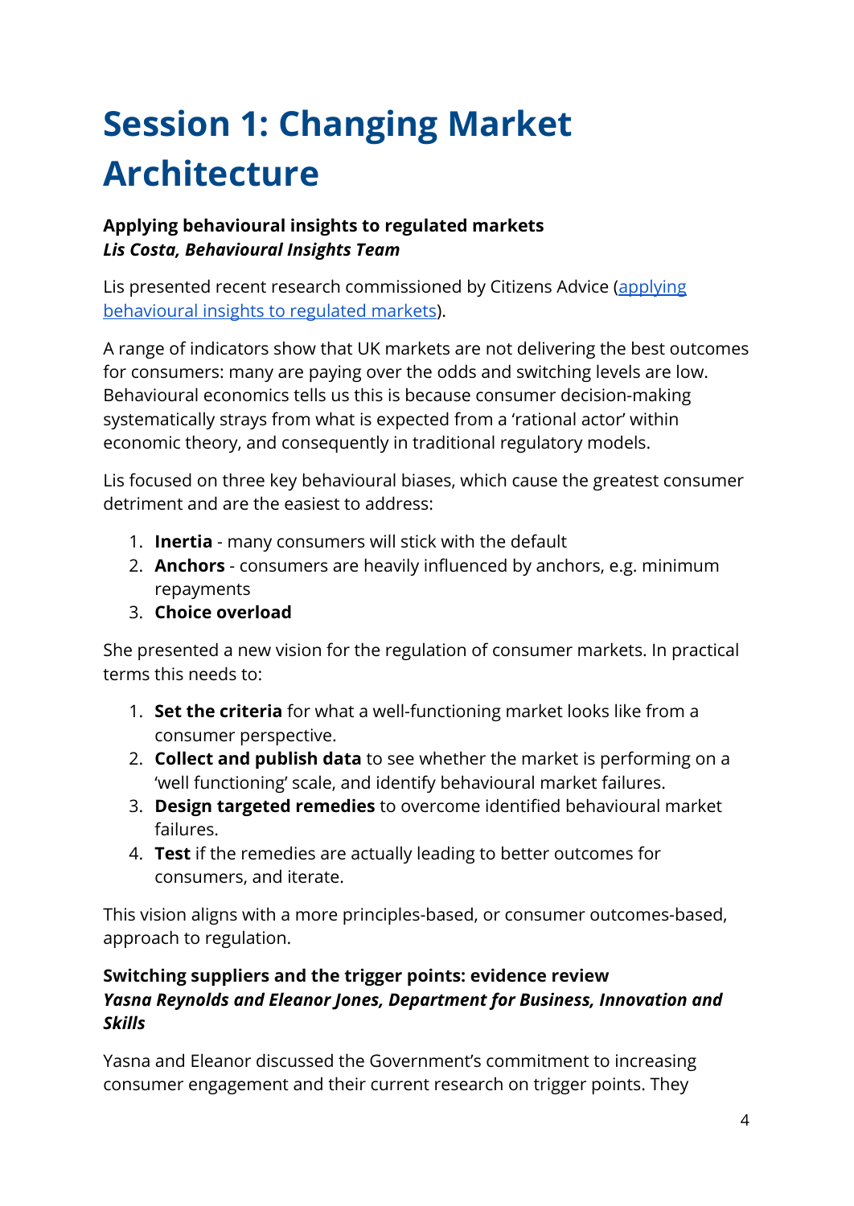# Session 1: Changing Market Architecture

**Applying behavioural insights to regulated markets**
***Lis Costa, Behavioural Insights Team***

Lis presented recent research commissioned by Citizens Advice ([applying behavioural insights to regulated markets]()).

A range of indicators show that UK markets are not delivering the best outcomes for consumers: many are paying over the odds and switching levels are low. Behavioural economics tells us this is because consumer decision-making systematically strays from what is expected from a 'rational actor' within economic theory, and consequently in traditional regulatory models.

Lis focused on three key behavioural biases, which cause the greatest consumer detriment and are the easiest to address:

1. **Inertia** - many consumers will stick with the default
2. **Anchors** - consumers are heavily influenced by anchors, e.g. minimum repayments
3. **Choice overload**

She presented a new vision for the regulation of consumer markets. In practical terms this needs to:

1. **Set the criteria** for what a well-functioning market looks like from a consumer perspective.
2. **Collect and publish data** to see whether the market is performing on a 'well functioning' scale, and identify behavioural market failures.
3. **Design targeted remedies** to overcome identified behavioural market failures.
4. **Test** if the remedies are actually leading to better outcomes for consumers, and iterate.

This vision aligns with a more principles-based, or consumer outcomes-based, approach to regulation.

**Switching suppliers and the trigger points: evidence review**
***Yasna Reynolds and Eleanor Jones, Department for Business, Innovation and Skills***

Yasna and Eleanor discussed the Government's commitment to increasing consumer engagement and their current research on trigger points. They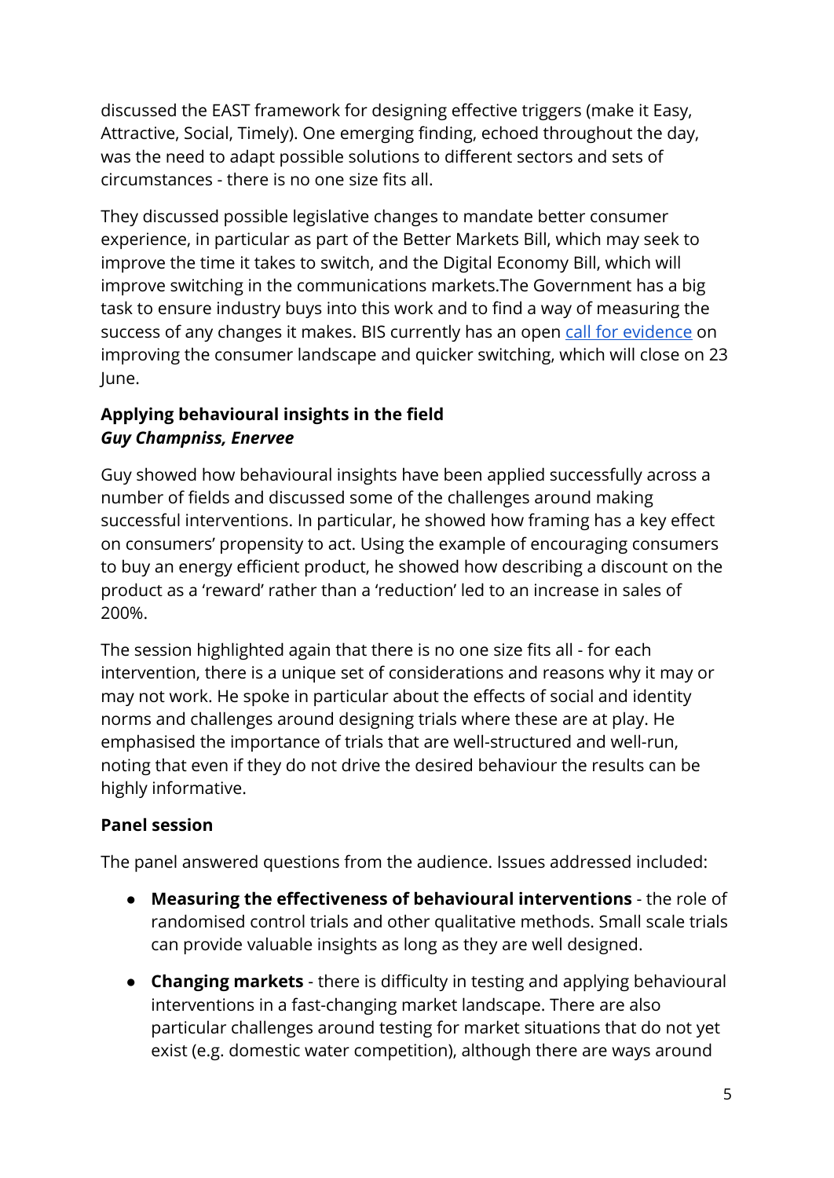discussed the EAST framework for designing effective triggers (make it Easy, Attractive, Social, Timely). One emerging finding, echoed throughout the day, was the need to adapt possible solutions to different sectors and sets of circumstances - there is no one size fits all.

They discussed possible legislative changes to mandate better consumer experience, in particular as part of the Better Markets Bill, which may seek to improve the time it takes to switch, and the Digital Economy Bill, which will improve switching in the communications markets.The Government has a big task to ensure industry buys into this work and to find a way of measuring the success of any changes it makes. BIS currently has an open call for evidence on improving the consumer landscape and quicker switching, which will close on 23 June.

### Applying behavioural insights in the field
***Guy Champniss, Enervee***

Guy showed how behavioural insights have been applied successfully across a number of fields and discussed some of the challenges around making successful interventions. In particular, he showed how framing has a key effect on consumers' propensity to act. Using the example of encouraging consumers to buy an energy efficient product, he showed how describing a discount on the product as a 'reward' rather than a 'reduction' led to an increase in sales of 200%.

The session highlighted again that there is no one size fits all - for each intervention, there is a unique set of considerations and reasons why it may or may not work. He spoke in particular about the effects of social and identity norms and challenges around designing trials where these are at play. He emphasised the importance of trials that are well-structured and well-run, noting that even if they do not drive the desired behaviour the results can be highly informative.

### Panel session

The panel answered questions from the audience. Issues addressed included:

- **Measuring the effectiveness of behavioural interventions** - the role of randomised control trials and other qualitative methods. Small scale trials can provide valuable insights as long as they are well designed.
- **Changing markets** - there is difficulty in testing and applying behavioural interventions in a fast-changing market landscape. There are also particular challenges around testing for market situations that do not yet exist (e.g. domestic water competition), although there are ways around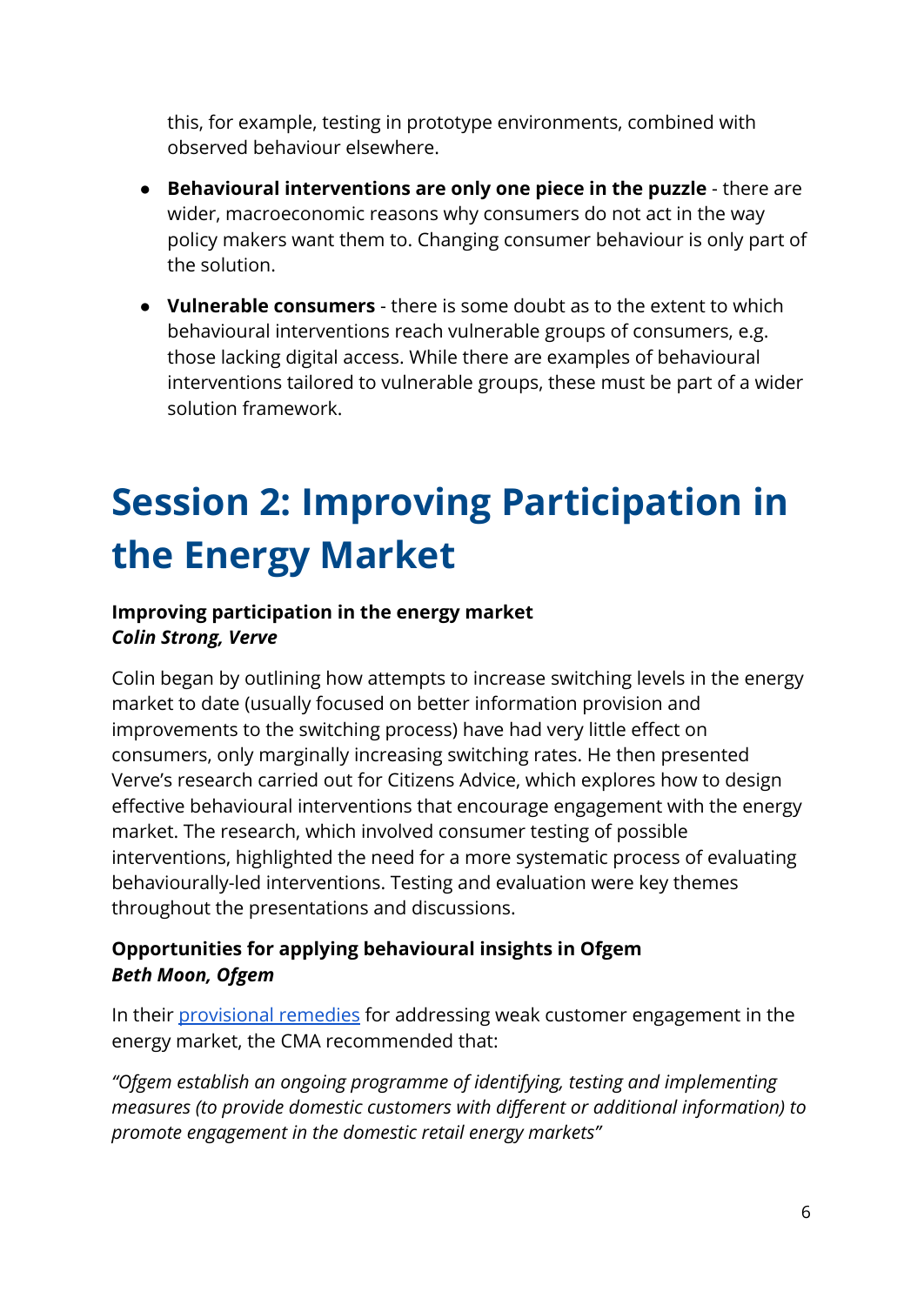this, for example, testing in prototype environments, combined with observed behaviour elsewhere.

- **Behavioural interventions are only one piece in the puzzle** - there are wider, macroeconomic reasons why consumers do not act in the way policy makers want them to. Changing consumer behaviour is only part of the solution.
- **Vulnerable consumers** - there is some doubt as to the extent to which behavioural interventions reach vulnerable groups of consumers, e.g. those lacking digital access. While there are examples of behavioural interventions tailored to vulnerable groups, these must be part of a wider solution framework.

# Session 2: Improving Participation in the Energy Market

**Improving participation in the energy market**
***Colin Strong, Verve***

Colin began by outlining how attempts to increase switching levels in the energy market to date (usually focused on better information provision and improvements to the switching process) have had very little effect on consumers, only marginally increasing switching rates. He then presented Verve's research carried out for Citizens Advice, which explores how to design effective behavioural interventions that encourage engagement with the energy market. The research, which involved consumer testing of possible interventions, highlighted the need for a more systematic process of evaluating behaviourally-led interventions. Testing and evaluation were key themes throughout the presentations and discussions.

**Opportunities for applying behavioural insights in Ofgem**
***Beth Moon, Ofgem***

In their provisional remedies for addressing weak customer engagement in the energy market, the CMA recommended that:

*"Ofgem establish an ongoing programme of identifying, testing and implementing measures (to provide domestic customers with different or additional information) to promote engagement in the domestic retail energy markets"*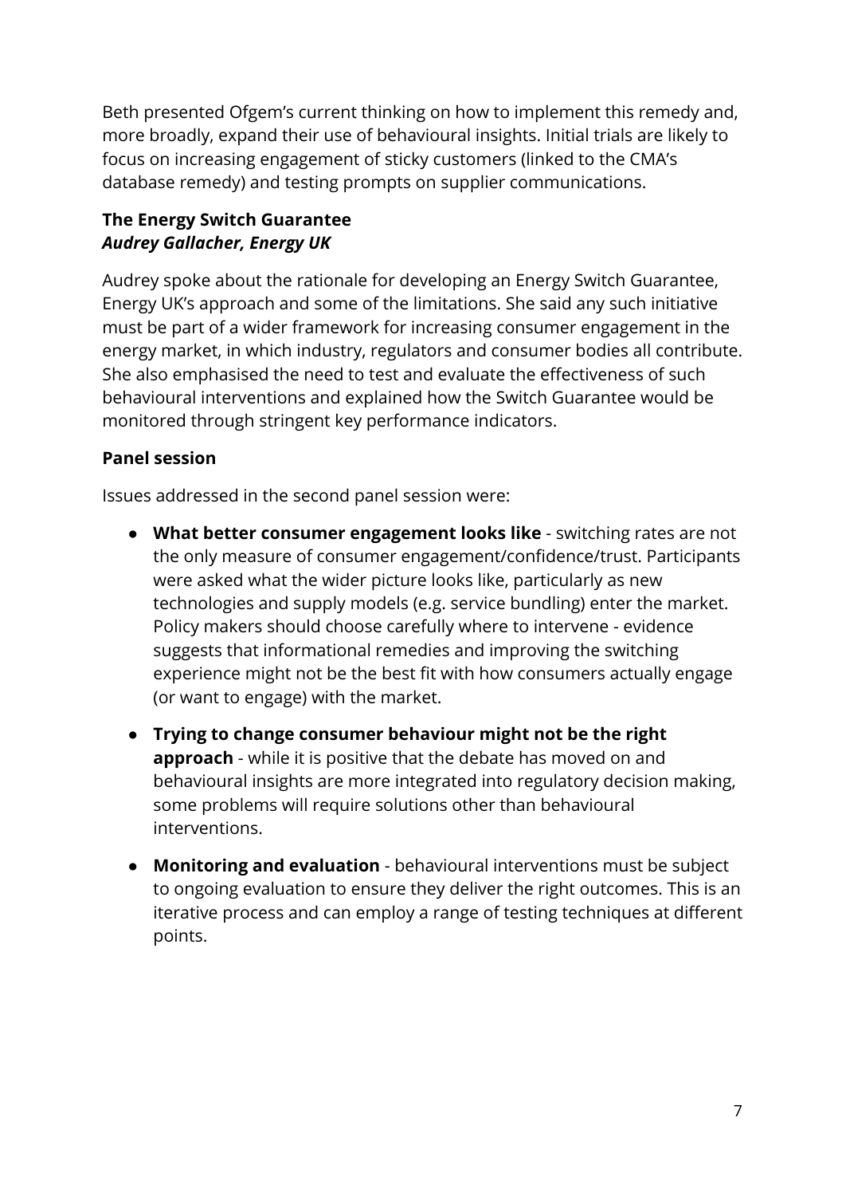Beth presented Ofgem's current thinking on how to implement this remedy and, more broadly, expand their use of behavioural insights. Initial trials are likely to focus on increasing engagement of sticky customers (linked to the CMA's database remedy) and testing prompts on supplier communications.

### The Energy Switch Guarantee
***Audrey Gallacher, Energy UK***

Audrey spoke about the rationale for developing an Energy Switch Guarantee, Energy UK's approach and some of the limitations. She said any such initiative must be part of a wider framework for increasing consumer engagement in the energy market, in which industry, regulators and consumer bodies all contribute. She also emphasised the need to test and evaluate the effectiveness of such behavioural interventions and explained how the Switch Guarantee would be monitored through stringent key performance indicators.

### Panel session

Issues addressed in the second panel session were:

- **What better consumer engagement looks like** - switching rates are not the only measure of consumer engagement/confidence/trust. Participants were asked what the wider picture looks like, particularly as new technologies and supply models (e.g. service bundling) enter the market. Policy makers should choose carefully where to intervene - evidence suggests that informational remedies and improving the switching experience might not be the best fit with how consumers actually engage (or want to engage) with the market.

- **Trying to change consumer behaviour might not be the right approach** - while it is positive that the debate has moved on and behavioural insights are more integrated into regulatory decision making, some problems will require solutions other than behavioural interventions.

- **Monitoring and evaluation** - behavioural interventions must be subject to ongoing evaluation to ensure they deliver the right outcomes. This is an iterative process and can employ a range of testing techniques at different points.